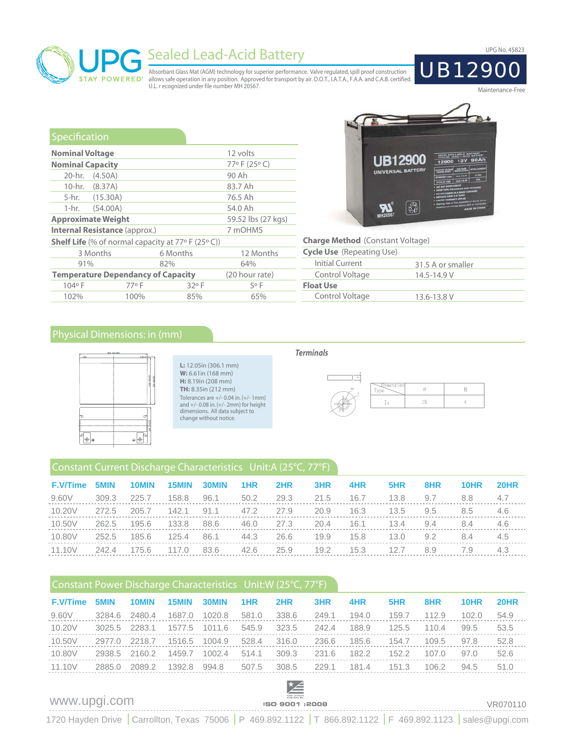UPG No. 45823

# UPG Sealed Lead-Acid Battery

STAY POWERED

Absorbant Glass Mat (AGM) technology for superior performance. Valve regulated, spill proof construction allows safe operation in any position. Approved for transport by air. D.O.T., I.A.T.A., F.A.A. and C.A.B. certified. U.L. r ecognized under file number MH 20567.

# UB12900

Maintenance-Free

## Specification

| | |
|---|---|
| **Nominal Voltage** | 12 volts |
| **Nominal Capacity** | 77º F (25º C) |
| 20-hr. (4.50A) | 90 Ah |
| 10-hr. (8.37A) | 83.7 Ah |
| 5-hr. (15.30A) | 76.5 Ah |
| 1-hr. (54.00A) | 54.0 Ah |
| **Approximate Weight** | 59.52 lbs (27 kgs) |
| **Internal Resistance** (approx.) | 7 mOHMS |

**Shelf Life** (% of normal capacity at 77º F (25º C))

| 3 Months | 6 Months | 12 Months |
|---|---|---|
| 91% | 82% | 64% |

**Temperature Dependancy of Capacity** (20 hour rate)

| 104º F | 77º F | 32º F | 5º F |
|---|---|---|---|
| 102% | 100% | 85% | 65% |

**Charge Method** (Constant Voltage)

| | |
|---|---|
| **Cycle Use** (Repeating Use) | |
| Initial Current | 31.5 A or smaller |
| Control Voltage | 14.5-14.9 V |
| **Float Use** | |
| Control Voltage | 13.6-13.8 V |

## Physical Dimensions: in (mm)

**L:** 12.05in (306.1 mm)
**W:** 6.61in (168 mm)
**H:** 8.19in (208 mm)
**TH:** 8.35in (212 mm)
Tolerances are +/- 0.04 in. (+/- 1mm) and +/- 0.08 in. (+/- 2mm) for height dimensions. All data subject to change without notice.

*Terminals*

| Dimension / Type | ⌀ | H |
|---|---|---|
| I4 | 15 | 4 |

## Constant Current Discharge Characteristics Unit:A (25°C, 77°F)

| F.V/Time | 5MIN | 10MIN | 15MIN | 30MIN | 1HR | 2HR | 3HR | 4HR | 5HR | 8HR | 10HR | 20HR |
|---|---|---|---|---|---|---|---|---|---|---|---|---|
| 9.60V | 309.3 | 225.7 | 158.8 | 96.1 | 50.2 | 29.3 | 21.5 | 16.7 | 13.8 | 9.7 | 8.8 | 4.7 |
| 10.20V | 272.5 | 205.7 | 142.1 | 91.1 | 47.2 | 27.9 | 20.9 | 16.3 | 13.5 | 9.5 | 8.5 | 4.6 |
| 10.50V | 262.5 | 195.6 | 133.8 | 88.6 | 46.0 | 27.3 | 20.4 | 16.1 | 13.4 | 9.4 | 8.4 | 4.6 |
| 10.80V | 252.5 | 185.6 | 125.4 | 86.1 | 44.3 | 26.6 | 19.9 | 15.8 | 13.0 | 9.2 | 8.4 | 4.5 |
| 11.10V | 242.4 | 175.6 | 117.0 | 83.6 | 42.6 | 25.9 | 19.2 | 15.3 | 12.7 | 8.9 | 7.9 | 4.3 |

## Constant Power Discharge Characteristics Unit:W (25°C, 77°F)

| F.V/Time | 5MIN | 10MIN | 15MIN | 30MIN | 1HR | 2HR | 3HR | 4HR | 5HR | 8HR | 10HR | 20HR |
|---|---|---|---|---|---|---|---|---|---|---|---|---|
| 9.60V | 3284.6 | 2480.4 | 1687.0 | 1020.8 | 581.0 | 338.6 | 249.1 | 194.0 | 159.7 | 112.9 | 102.0 | 54.9 |
| 10.20V | 3025.5 | 2283.1 | 1577.5 | 1011.6 | 545.9 | 323.5 | 242.4 | 188.9 | 125.5 | 110.4 | 99.5 | 53.5 |
| 10.50V | 2977.0 | 2218.7 | 1516.5 | 1004.9 | 528.4 | 316.0 | 236.6 | 185.6 | 154.7 | 109.5 | 97.8 | 52.8 |
| 10.80V | 2938.5 | 2160.2 | 1459.7 | 1002.4 | 514.1 | 309.3 | 231.6 | 182.2 | 152.2 | 107.0 | 97.0 | 52.6 |
| 11.10V | 2885.0 | 2089.2 | 1392.8 | 994.8 | 507.5 | 308.5 | 229.1 | 181.4 | 151.3 | 106.2 | 94.5 | 51.0 |

www.upgi.com | ISO 9001 :2008 | VR070110

1720 Hayden Drive | Carrollton, Texas 75006 | P 469.892.1122 | T 866.892.1122 | F 469.892.1123 | sales@upgi.com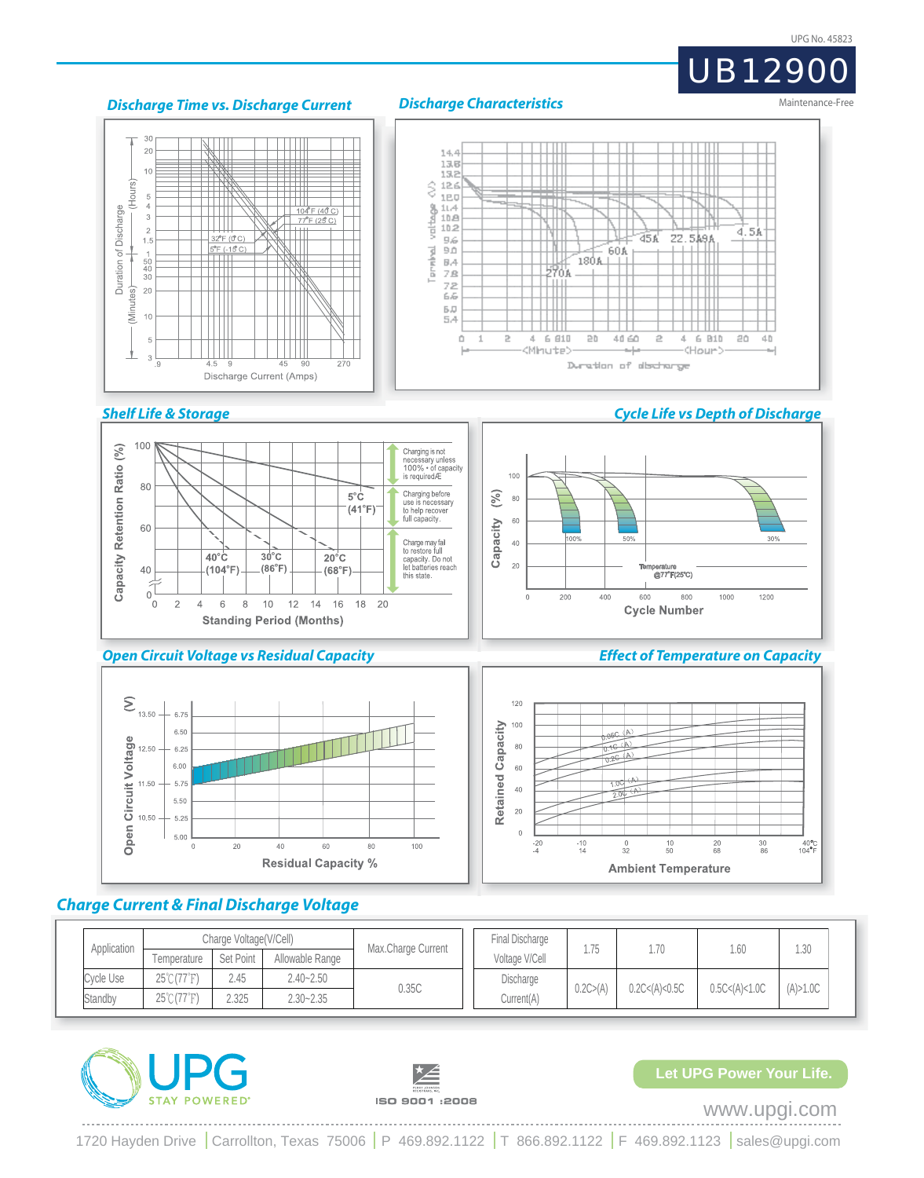UPG No. 45823

# UB12900

Maintenance-Free

## Discharge Time vs. Discharge Current

Duration of Discharge (Hours) (Minutes)

30, 20, 10, 5, 4, 3, 2, 1.5, 1, 50, 40, 30, 20, 10, 5, 3

104°F (40°C)
77°F (25°C)
32°F (0°C)
5°F (-15°C)

.9, 4.5, 9, 45, 90, 270

Discharge Current (Amps)

## Discharge Characteristics

Terminal voltage (V)

14.4, 13.8, 13.2, 12.6, 12.0, 11.4, 10.8, 10.2, 9.6, 9.0, 8.4, 7.8, 7.2, 6.6, 6.0, 5.4

45A, 22.5A, 9A, 4.5A, 60A, 180A, 270A

0 1 2 4 6 8 10 20 40 60 2 4 6 8 10 20 40

<Minute> <Hour>

Duration of discharge

## Shelf Life & Storage

Capacity Retention Ratio (%)

100, 80, 60, 40, 0

5°C (41°F)
40°C (104°F)
30°C (86°F)
20°C (68°F)

Charging is not necessary unless 100% of capacity is required.

Charging before use is necessary to help recover full capacity.

Charge may fail to restore full capacity. Do not let batteries reach this state.

0 2 4 6 8 10 12 14 16 18 20

Standing Period (Months)

## Cycle Life vs Depth of Discharge

Capacity (%)

100, 80, 60, 40, 20

100%, 50%, 30%

Temperature @77°F(25°C)

0 200 400 600 800 1000 1200

Cycle Number

## Open Circuit Voltage vs Residual Capacity

Open Circuit Voltage (V)

13.50, 12.50, 11.50, 10.50

6.75, 6.50, 6.25, 6.00, 5.75, 5.50, 5.25, 5.00

0 20 40 60 80 100

Residual Capacity %

## Effect of Temperature on Capacity

Retained Capacity

120, 100, 80, 60, 40, 20, 0

0.05C (A)
0.1C (A)
0.2C (A)
1.0C (A)
2.0C (A)

-20 / -4, -10 / 14, 0 / 32, 10 / 50, 20 / 68, 30 / 86, 40°C / 104°F

Ambient Temperature

## Charge Current & Final Discharge Voltage

| Application | Charge Voltage(V/Cell) | | | Max.Charge Current |
|---|---|---|---|---|
| | Temperature | Set Point | Allowable Range | |
| Cycle Use | 25℃(77℉) | 2.45 | 2.40~2.50 | 0.35C |
| Standby | 25℃(77℉) | 2.325 | 2.30~2.35 | |

| Final Discharge Voltage V/Cell | 1.75 | 1.70 | 1.60 | 1.30 |
|---|---|---|---|---|
| Discharge Current(A) | 0.2C>(A) | 0.2C<(A)<0.5C | 0.5C<(A)<1.0C | (A)>1.0C |

UPG STAY POWERED®

ISO 9001 :2008

Let UPG Power Your Life.

www.upgi.com

1720 Hayden Drive | Carrollton, Texas 75006 | P 469.892.1122 | T 866.892.1122 | F 469.892.1123 | sales@upgi.com